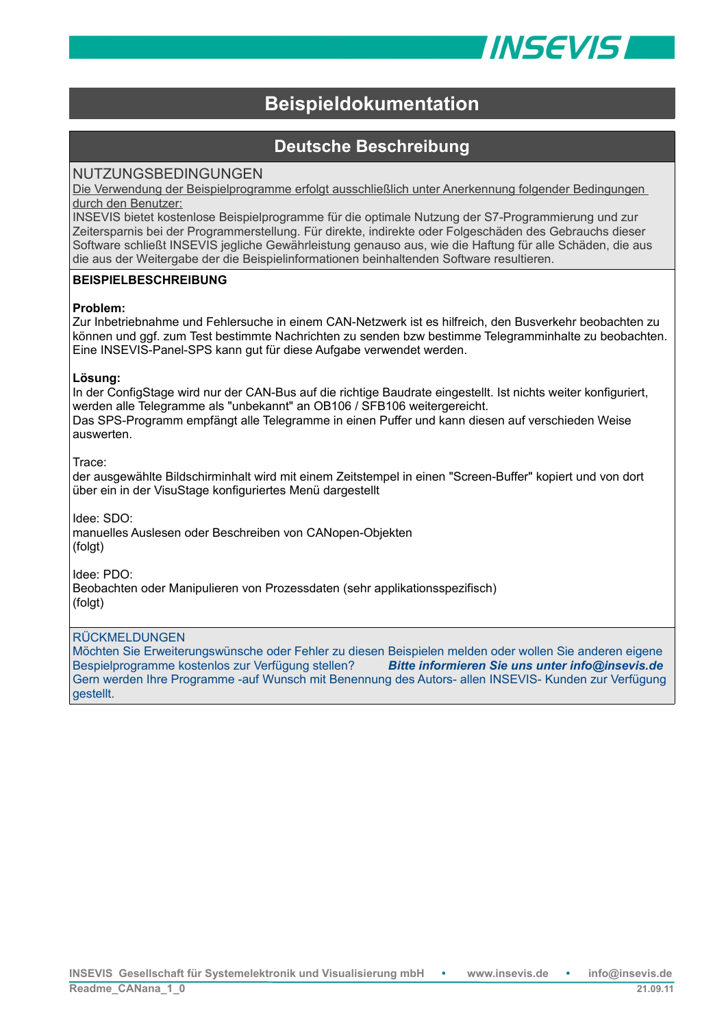# Beispieldokumentation

## Deutsche Beschreibung

NUTZUNGSBEDINGUNGEN

Die Verwendung der Beispielprogramme erfolgt ausschließlich unter Anerkennung folgender Bedingungen durch den Benutzer:

INSEVIS bietet kostenlose Beispielprogramme für die optimale Nutzung der S7-Programmierung und zur Zeitersparnis bei der Programmerstellung. Für direkte, indirekte oder Folgeschäden des Gebrauchs dieser Software schließt INSEVIS jegliche Gewährleistung genauso aus, wie die Haftung für alle Schäden, die aus die aus der Weitergabe der die Beispielinformationen beinhaltenden Software resultieren.

**BEISPIELBESCHREIBUNG**

**Problem:**

Zur Inbetriebnahme und Fehlersuche in einem CAN-Netzwerk ist es hilfreich, den Busverkehr beobachten zu können und ggf. zum Test bestimmte Nachrichten zu senden bzw bestimme Telegramminhalte zu beobachten. Eine INSEVIS-Panel-SPS kann gut für diese Aufgabe verwendet werden.

**Lösung:**

In der ConfigStage wird nur der CAN-Bus auf die richtige Baudrate eingestellt. Ist nichts weiter konfiguriert, werden alle Telegramme als "unbekannt" an OB106 / SFB106 weitergereicht.

Das SPS-Programm empfängt alle Telegramme in einen Puffer und kann diesen auf verschieden Weise auswerten.

Trace:

der ausgewählte Bildschirminhalt wird mit einem Zeitstempel in einen "Screen-Buffer" kopiert und von dort über ein in der VisuStage konfiguriertes Menü dargestellt

Idee: SDO:

manuelles Auslesen oder Beschreiben von CANopen-Objekten

(folgt)

Idee: PDO:

Beobachten oder Manipulieren von Prozessdaten (sehr applikationsspezifisch)

(folgt)

RÜCKMELDUNGEN

Möchten Sie Erweiterungswünsche oder Fehler zu diesen Beispielen melden oder wollen Sie anderen eigene Bespielprogramme kostenlos zur Verfügung stellen? ***Bitte informieren Sie uns unter info@insevis.de***

Gern werden Ihre Programme -auf Wunsch mit Benennung des Autors- allen INSEVIS- Kunden zur Verfügung gestellt.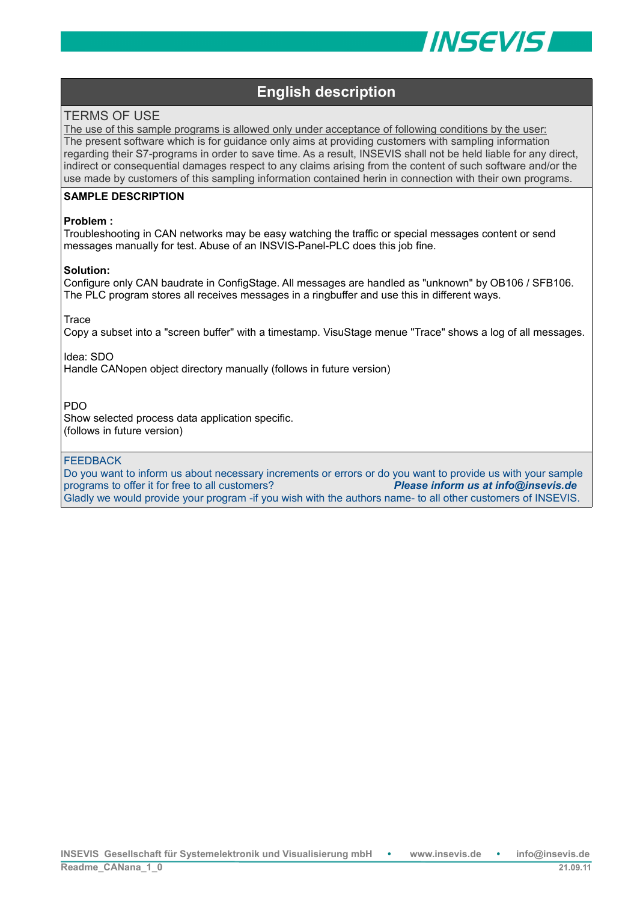## English description

### TERMS OF USE

The use of this sample programs is allowed only under acceptance of following conditions by the user:
The present software which is for guidance only aims at providing customers with sampling information regarding their S7-programs in order to save time. As a result, INSEVIS shall not be held liable for any direct, indirect or consequential damages respect to any claims arising from the content of such software and/or the use made by customers of this sampling information contained herin in connection with their own programs.

### SAMPLE DESCRIPTION

**Problem :**
Troubleshooting in CAN networks may be easy watching the traffic or special messages content or send messages manually for test. Abuse of an INSVIS-Panel-PLC does this job fine.

**Solution:**
Configure only CAN baudrate in ConfigStage. All messages are handled as "unknown" by OB106 / SFB106. The PLC program stores all receives messages in a ringbuffer and use this in different ways.

Trace
Copy a subset into a "screen buffer" with a timestamp. VisuStage menue "Trace" shows a log of all messages.

Idea: SDO
Handle CANopen object directory manually (follows in future version)

PDO
Show selected process data application specific.
(follows in future version)

### FEEDBACK

Do you want to inform us about necessary increments or errors or do you want to provide us with your sample programs to offer it for free to all customers? ***Please inform us at info@insevis.de***
Gladly we would provide your program -if you wish with the authors name- to all other customers of INSEVIS.